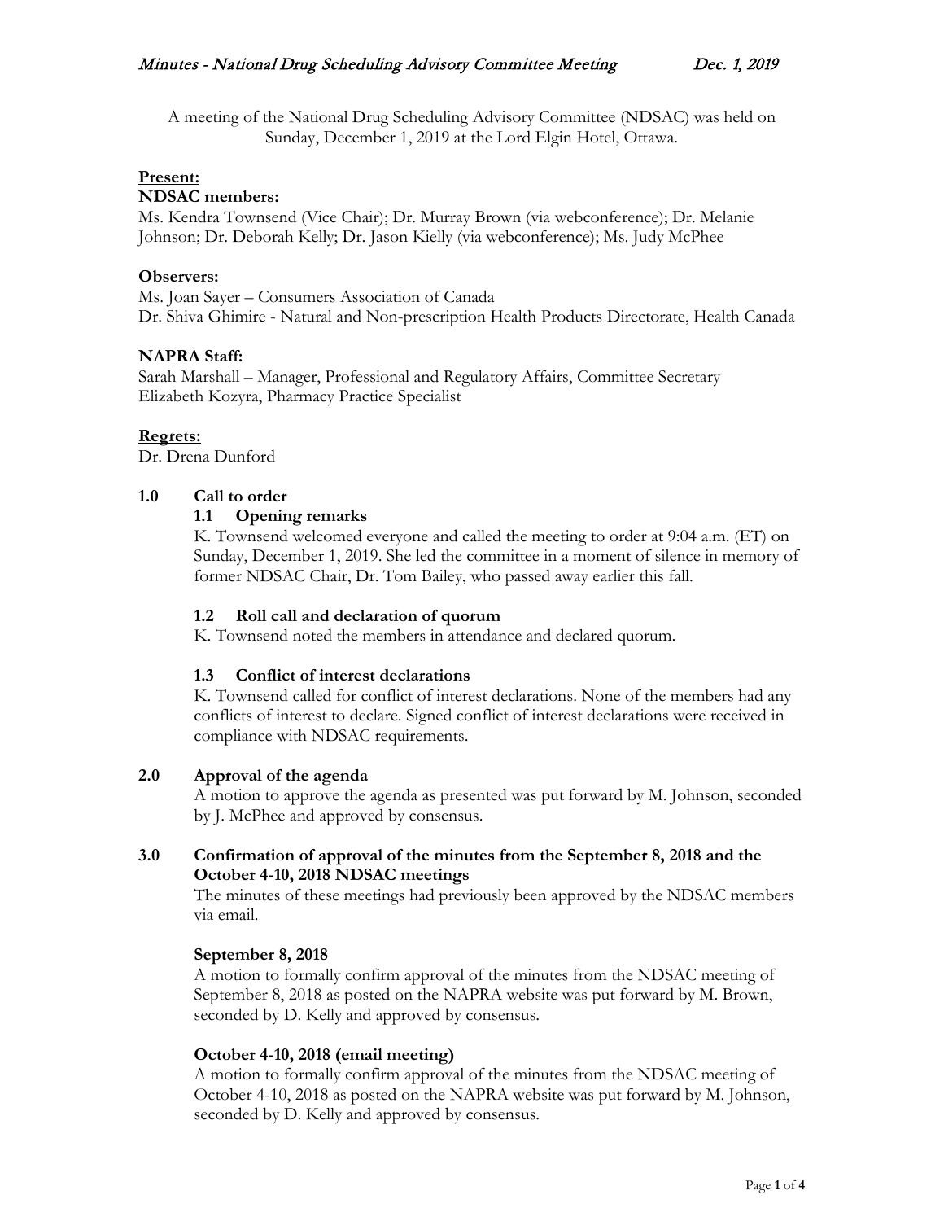A meeting of the National Drug Scheduling Advisory Committee (NDSAC) was held on Sunday, December 1, 2019 at the Lord Elgin Hotel, Ottawa.

**Present:**

**NDSAC members:**
Ms. Kendra Townsend (Vice Chair); Dr. Murray Brown (via webconference); Dr. Melanie Johnson; Dr. Deborah Kelly; Dr. Jason Kielly (via webconference); Ms. Judy McPhee

**Observers:**
Ms. Joan Sayer – Consumers Association of Canada
Dr. Shiva Ghimire - Natural and Non-prescription Health Products Directorate, Health Canada

**NAPRA Staff:**
Sarah Marshall – Manager, Professional and Regulatory Affairs, Committee Secretary
Elizabeth Kozyra, Pharmacy Practice Specialist

**Regrets:**
Dr. Drena Dunford

## 1.0 Call to order

### 1.1 Opening remarks

K. Townsend welcomed everyone and called the meeting to order at 9:04 a.m. (ET) on Sunday, December 1, 2019. She led the committee in a moment of silence in memory of former NDSAC Chair, Dr. Tom Bailey, who passed away earlier this fall.

### 1.2 Roll call and declaration of quorum

K. Townsend noted the members in attendance and declared quorum.

### 1.3 Conflict of interest declarations

K. Townsend called for conflict of interest declarations. None of the members had any conflicts of interest to declare. Signed conflict of interest declarations were received in compliance with NDSAC requirements.

## 2.0 Approval of the agenda

A motion to approve the agenda as presented was put forward by M. Johnson, seconded by J. McPhee and approved by consensus.

## 3.0 Confirmation of approval of the minutes from the September 8, 2018 and the October 4-10, 2018 NDSAC meetings

The minutes of these meetings had previously been approved by the NDSAC members via email.

**September 8, 2018**

A motion to formally confirm approval of the minutes from the NDSAC meeting of September 8, 2018 as posted on the NAPRA website was put forward by M. Brown, seconded by D. Kelly and approved by consensus.

**October 4-10, 2018 (email meeting)**

A motion to formally confirm approval of the minutes from the NDSAC meeting of October 4-10, 2018 as posted on the NAPRA website was put forward by M. Johnson, seconded by D. Kelly and approved by consensus.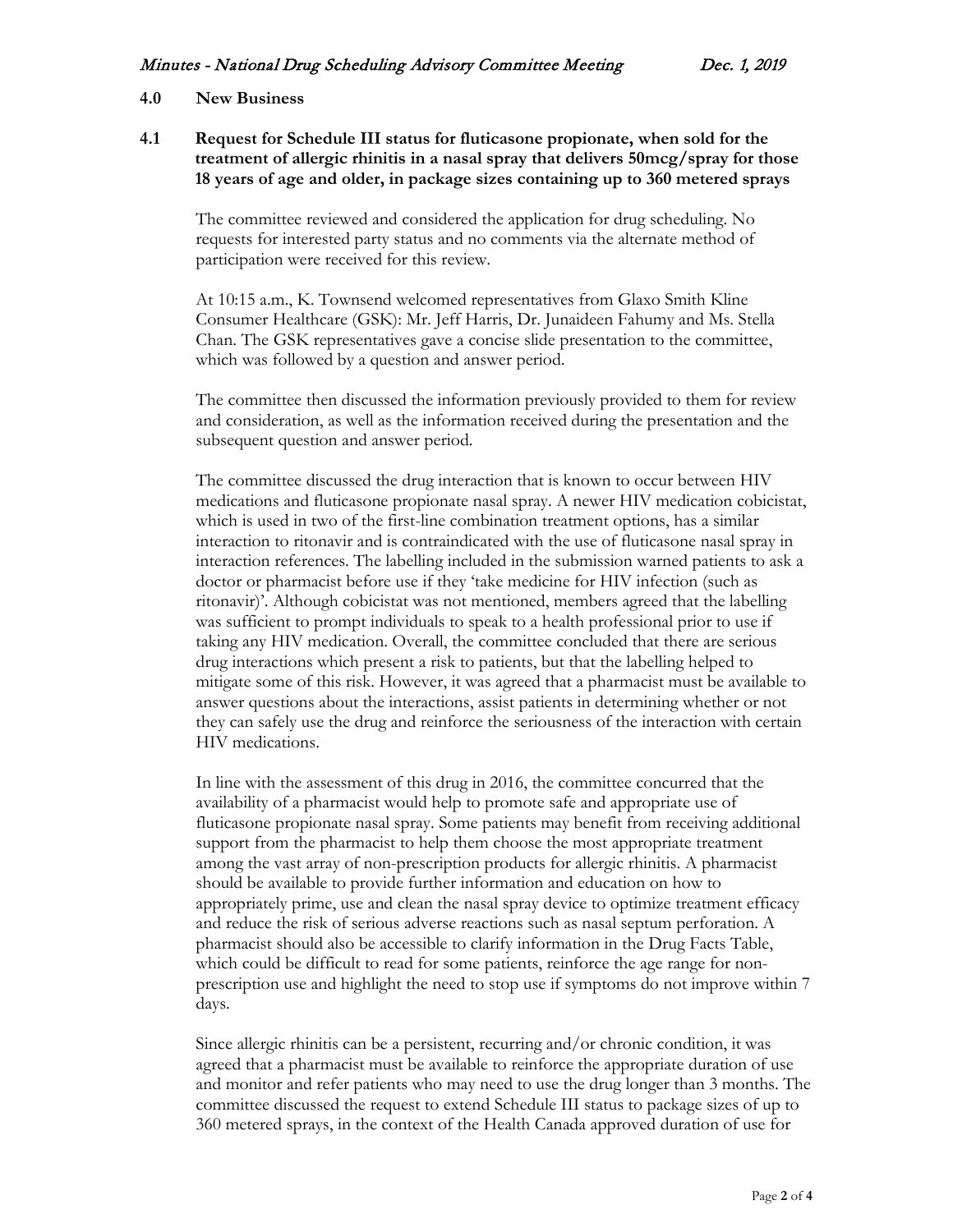## 4.0 New Business

### 4.1 Request for Schedule III status for fluticasone propionate, when sold for the treatment of allergic rhinitis in a nasal spray that delivers 50mcg/spray for those 18 years of age and older, in package sizes containing up to 360 metered sprays

The committee reviewed and considered the application for drug scheduling. No requests for interested party status and no comments via the alternate method of participation were received for this review.

At 10:15 a.m., K. Townsend welcomed representatives from Glaxo Smith Kline Consumer Healthcare (GSK): Mr. Jeff Harris, Dr. Junaideen Fahumy and Ms. Stella Chan. The GSK representatives gave a concise slide presentation to the committee, which was followed by a question and answer period.

The committee then discussed the information previously provided to them for review and consideration, as well as the information received during the presentation and the subsequent question and answer period.

The committee discussed the drug interaction that is known to occur between HIV medications and fluticasone propionate nasal spray. A newer HIV medication cobicistat, which is used in two of the first-line combination treatment options, has a similar interaction to ritonavir and is contraindicated with the use of fluticasone nasal spray in interaction references. The labelling included in the submission warned patients to ask a doctor or pharmacist before use if they 'take medicine for HIV infection (such as ritonavir)'. Although cobicistat was not mentioned, members agreed that the labelling was sufficient to prompt individuals to speak to a health professional prior to use if taking any HIV medication. Overall, the committee concluded that there are serious drug interactions which present a risk to patients, but that the labelling helped to mitigate some of this risk. However, it was agreed that a pharmacist must be available to answer questions about the interactions, assist patients in determining whether or not they can safely use the drug and reinforce the seriousness of the interaction with certain HIV medications.

In line with the assessment of this drug in 2016, the committee concurred that the availability of a pharmacist would help to promote safe and appropriate use of fluticasone propionate nasal spray. Some patients may benefit from receiving additional support from the pharmacist to help them choose the most appropriate treatment among the vast array of non-prescription products for allergic rhinitis. A pharmacist should be available to provide further information and education on how to appropriately prime, use and clean the nasal spray device to optimize treatment efficacy and reduce the risk of serious adverse reactions such as nasal septum perforation. A pharmacist should also be accessible to clarify information in the Drug Facts Table, which could be difficult to read for some patients, reinforce the age range for non-prescription use and highlight the need to stop use if symptoms do not improve within 7 days.

Since allergic rhinitis can be a persistent, recurring and/or chronic condition, it was agreed that a pharmacist must be available to reinforce the appropriate duration of use and monitor and refer patients who may need to use the drug longer than 3 months. The committee discussed the request to extend Schedule III status to package sizes of up to 360 metered sprays, in the context of the Health Canada approved duration of use for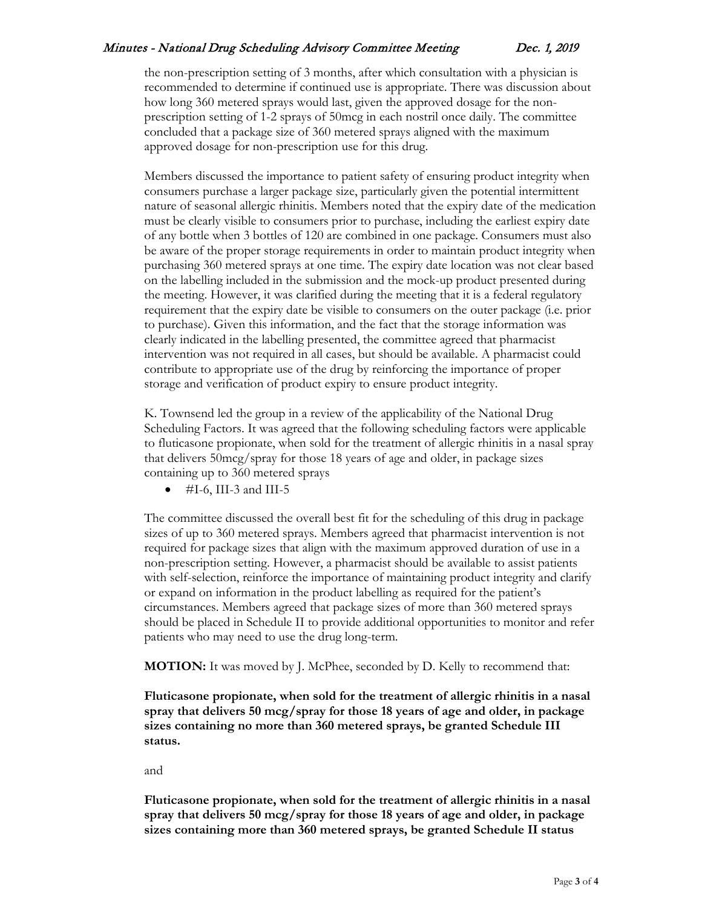the non-prescription setting of 3 months, after which consultation with a physician is recommended to determine if continued use is appropriate. There was discussion about how long 360 metered sprays would last, given the approved dosage for the non-prescription setting of 1-2 sprays of 50mcg in each nostril once daily. The committee concluded that a package size of 360 metered sprays aligned with the maximum approved dosage for non-prescription use for this drug.

Members discussed the importance to patient safety of ensuring product integrity when consumers purchase a larger package size, particularly given the potential intermittent nature of seasonal allergic rhinitis. Members noted that the expiry date of the medication must be clearly visible to consumers prior to purchase, including the earliest expiry date of any bottle when 3 bottles of 120 are combined in one package. Consumers must also be aware of the proper storage requirements in order to maintain product integrity when purchasing 360 metered sprays at one time. The expiry date location was not clear based on the labelling included in the submission and the mock-up product presented during the meeting. However, it was clarified during the meeting that it is a federal regulatory requirement that the expiry date be visible to consumers on the outer package (i.e. prior to purchase). Given this information, and the fact that the storage information was clearly indicated in the labelling presented, the committee agreed that pharmacist intervention was not required in all cases, but should be available. A pharmacist could contribute to appropriate use of the drug by reinforcing the importance of proper storage and verification of product expiry to ensure product integrity.

K. Townsend led the group in a review of the applicability of the National Drug Scheduling Factors. It was agreed that the following scheduling factors were applicable to fluticasone propionate, when sold for the treatment of allergic rhinitis in a nasal spray that delivers 50mcg/spray for those 18 years of age and older, in package sizes containing up to 360 metered sprays

- #I-6, III-3 and III-5

The committee discussed the overall best fit for the scheduling of this drug in package sizes of up to 360 metered sprays. Members agreed that pharmacist intervention is not required for package sizes that align with the maximum approved duration of use in a non-prescription setting. However, a pharmacist should be available to assist patients with self-selection, reinforce the importance of maintaining product integrity and clarify or expand on information in the product labelling as required for the patient's circumstances. Members agreed that package sizes of more than 360 metered sprays should be placed in Schedule II to provide additional opportunities to monitor and refer patients who may need to use the drug long-term.

**MOTION:** It was moved by J. McPhee, seconded by D. Kelly to recommend that:

**Fluticasone propionate, when sold for the treatment of allergic rhinitis in a nasal spray that delivers 50 mcg/spray for those 18 years of age and older, in package sizes containing no more than 360 metered sprays, be granted Schedule III status.**

and

**Fluticasone propionate, when sold for the treatment of allergic rhinitis in a nasal spray that delivers 50 mcg/spray for those 18 years of age and older, in package sizes containing more than 360 metered sprays, be granted Schedule II status**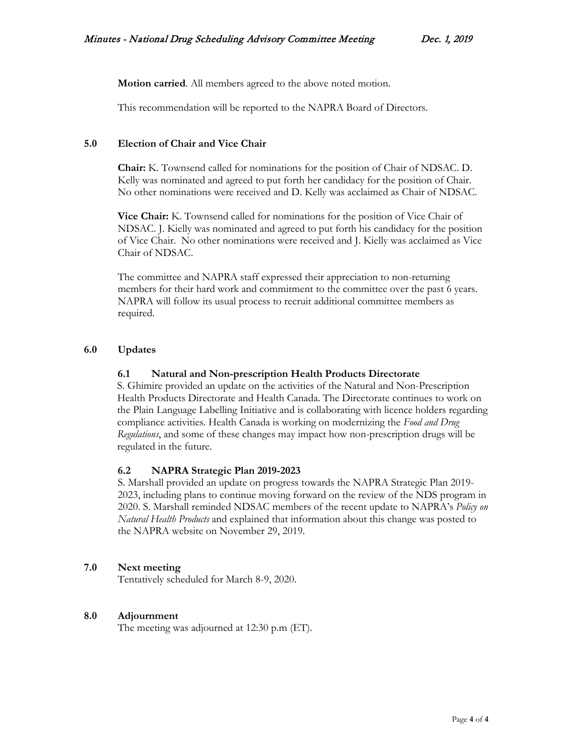**Motion carried**. All members agreed to the above noted motion.

This recommendation will be reported to the NAPRA Board of Directors.

## 5.0 Election of Chair and Vice Chair

**Chair:** K. Townsend called for nominations for the position of Chair of NDSAC. D. Kelly was nominated and agreed to put forth her candidacy for the position of Chair. No other nominations were received and D. Kelly was acclaimed as Chair of NDSAC.

**Vice Chair:** K. Townsend called for nominations for the position of Vice Chair of NDSAC. J. Kielly was nominated and agreed to put forth his candidacy for the position of Vice Chair. No other nominations were received and J. Kielly was acclaimed as Vice Chair of NDSAC.

The committee and NAPRA staff expressed their appreciation to non-returning members for their hard work and commitment to the committee over the past 6 years. NAPRA will follow its usual process to recruit additional committee members as required.

## 6.0 Updates

### 6.1 Natural and Non-prescription Health Products Directorate

S. Ghimire provided an update on the activities of the Natural and Non-Prescription Health Products Directorate and Health Canada. The Directorate continues to work on the Plain Language Labelling Initiative and is collaborating with licence holders regarding compliance activities. Health Canada is working on modernizing the *Food and Drug Regulations*, and some of these changes may impact how non-prescription drugs will be regulated in the future.

### 6.2 NAPRA Strategic Plan 2019-2023

S. Marshall provided an update on progress towards the NAPRA Strategic Plan 2019-2023, including plans to continue moving forward on the review of the NDS program in 2020. S. Marshall reminded NDSAC members of the recent update to NAPRA's *Policy on Natural Health Products* and explained that information about this change was posted to the NAPRA website on November 29, 2019.

## 7.0 Next meeting

Tentatively scheduled for March 8-9, 2020.

## 8.0 Adjournment

The meeting was adjourned at 12:30 p.m (ET).